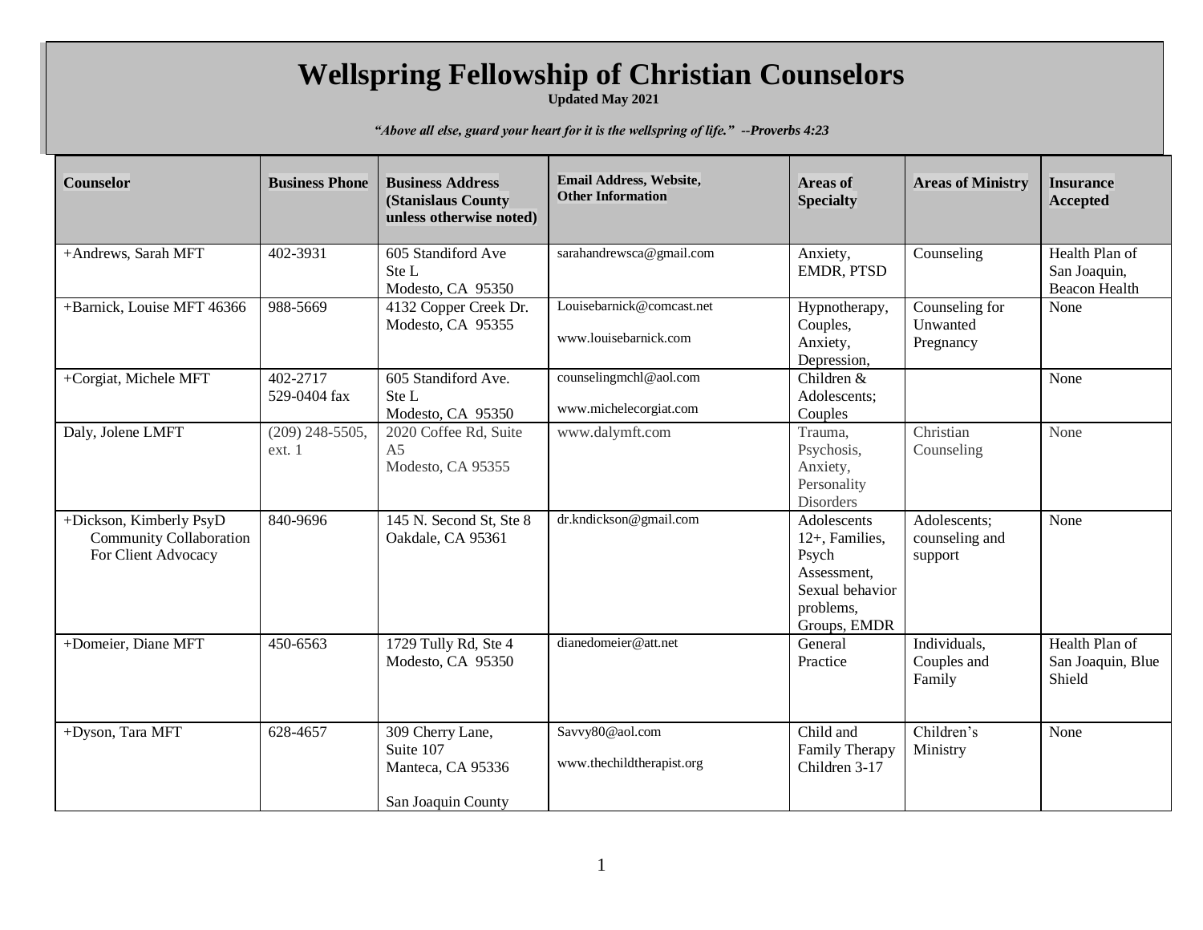# Wellspring Fellowship of Christian Counselors

**Updated May 2021**

***"Above all else, guard your heart for it is the wellspring of life." --Proverbs 4:23***

| Counselor | Business Phone | Business Address (Stanislaus County unless otherwise noted) | Email Address, Website, Other Information | Areas of Specialty | Areas of Ministry | Insurance Accepted |
|---|---|---|---|---|---|---|
| +Andrews, Sarah MFT | 402-3931 | 605 Standiford Ave Ste L Modesto, CA 95350 | sarahandrewsca@gmail.com | Anxiety, EMDR, PTSD | Counseling | Health Plan of San Joaquin, Beacon Health |
| +Barnick, Louise MFT 46366 | 988-5669 | 4132 Copper Creek Dr. Modesto, CA 95355 | Louisebarnick@comcast.net www.louisebarnick.com | Hypnotherapy, Couples, Anxiety, Depression, | Counseling for Unwanted Pregnancy | None |
| +Corgiat, Michele MFT | 402-2717 529-0404 fax | 605 Standiford Ave. Ste L Modesto, CA 95350 | counselingmchl@aol.com www.michelecorgiat.com | Children & Adolescents; Couples | | None |
| Daly, Jolene LMFT | (209) 248-5505, ext. 1 | 2020 Coffee Rd, Suite A5 Modesto, CA 95355 | www.dalymft.com | Trauma, Psychosis, Anxiety, Personality Disorders | Christian Counseling | None |
| +Dickson, Kimberly PsyD Community Collaboration For Client Advocacy | 840-9696 | 145 N. Second St, Ste 8 Oakdale, CA 95361 | dr.kndickson@gmail.com | Adolescents 12+, Families, Psych Assessment, Sexual behavior problems, Groups, EMDR | Adolescents; counseling and support | None |
| +Domeier, Diane MFT | 450-6563 | 1729 Tully Rd, Ste 4 Modesto, CA 95350 | dianedomeier@att.net | General Practice | Individuals, Couples and Family | Health Plan of San Joaquin, Blue Shield |
| +Dyson, Tara MFT | 628-4657 | 309 Cherry Lane, Suite 107 Manteca, CA 95336 San Joaquin County | Savvy80@aol.com www.thechildtherapist.org | Child and Family Therapy Children 3-17 | Children's Ministry | None |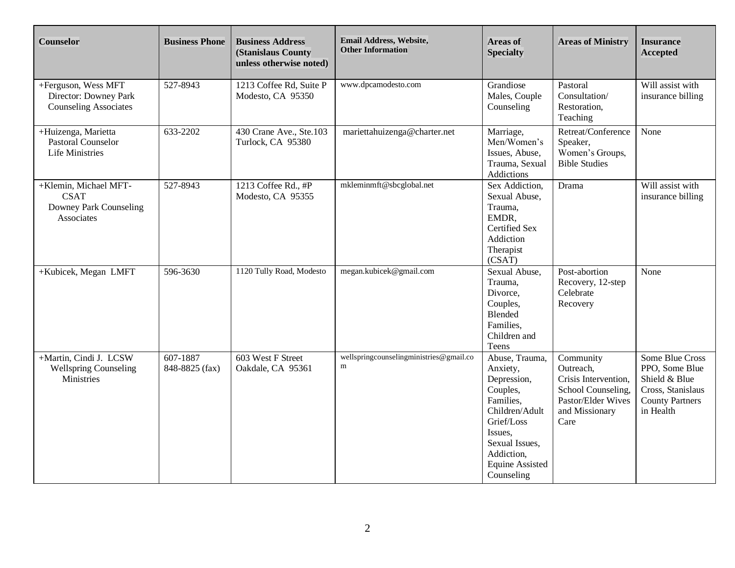| Counselor | Business Phone | Business Address (Stanislaus County unless otherwise noted) | Email Address, Website, Other Information | Areas of Specialty | Areas of Ministry | Insurance Accepted |
|---|---|---|---|---|---|---|
| +Ferguson, Wess MFT<br>Director: Downey Park Counseling Associates | 527-8943 | 1213 Coffee Rd, Suite P<br>Modesto, CA 95350 | www.dpcamodesto.com | Grandiose Males, Couple Counseling | Pastoral Consultation/ Restoration, Teaching | Will assist with insurance billing |
| +Huizenga, Marietta<br>Pastoral Counselor<br>Life Ministries | 633-2202 | 430 Crane Ave., Ste.103<br>Turlock, CA 95380 | mariettahuizenga@charter.net | Marriage, Men/Women's Issues, Abuse, Trauma, Sexual Addictions | Retreat/Conference Speaker, Women's Groups, Bible Studies | None |
| +Klemin, Michael MFT-CSAT<br>Downey Park Counseling Associates | 527-8943 | 1213 Coffee Rd., #P<br>Modesto, CA 95355 | mkleminmft@sbcglobal.net | Sex Addiction, Sexual Abuse, Trauma, EMDR, Certified Sex Addiction Therapist (CSAT) | Drama | Will assist with insurance billing |
| +Kubicek, Megan LMFT | 596-3630 | 1120 Tully Road, Modesto | megan.kubicek@gmail.com | Sexual Abuse, Trauma, Divorce, Couples, Blended Families, Children and Teens | Post-abortion Recovery, 12-step Celebrate Recovery | None |
| +Martin, Cindi J. LCSW<br>Wellspring Counseling Ministries | 607-1887<br>848-8825 (fax) | 603 West F Street<br>Oakdale, CA 95361 | wellspringcounselingministries@gmail.com | Abuse, Trauma, Anxiety, Depression, Couples, Families, Children/Adult Grief/Loss Issues, Sexual Issues, Addiction, Equine Assisted Counseling | Community Outreach, Crisis Intervention, School Counseling, Pastor/Elder Wives and Missionary Care | Some Blue Cross PPO, Some Blue Shield & Blue Cross, Stanislaus County Partners in Health |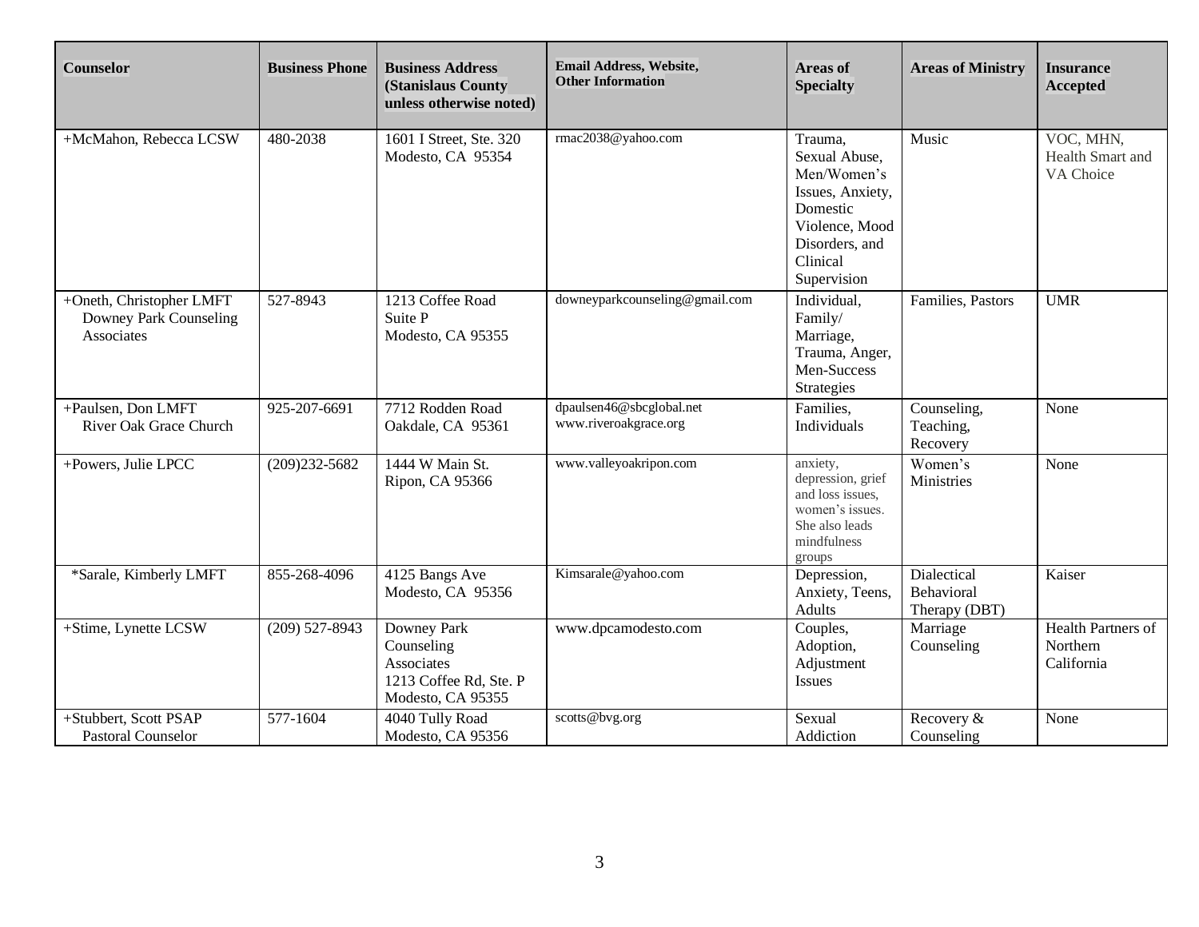| Counselor | Business Phone | Business Address (Stanislaus County unless otherwise noted) | Email Address, Website, Other Information | Areas of Specialty | Areas of Ministry | Insurance Accepted |
|---|---|---|---|---|---|---|
| +McMahon, Rebecca LCSW | 480-2038 | 1601 I Street, Ste. 320 Modesto, CA 95354 | rmac2038@yahoo.com | Trauma, Sexual Abuse, Men/Women's Issues, Anxiety, Domestic Violence, Mood Disorders, and Clinical Supervision | Music | VOC, MHN, Health Smart and VA Choice |
| +Oneth, Christopher LMFT Downey Park Counseling Associates | 527-8943 | 1213 Coffee Road Suite P Modesto, CA 95355 | downeyparkcounseling@gmail.com | Individual, Family/ Marriage, Trauma, Anger, Men-Success Strategies | Families, Pastors | UMR |
| +Paulsen, Don LMFT River Oak Grace Church | 925-207-6691 | 7712 Rodden Road Oakdale, CA 95361 | dpaulsen46@sbcglobal.net www.riveroakgrace.org | Families, Individuals | Counseling, Teaching, Recovery | None |
| +Powers, Julie LPCC | (209)232-5682 | 1444 W Main St. Ripon, CA 95366 | www.valleyoakripon.com | anxiety, depression, grief and loss issues, women's issues. She also leads mindfulness groups | Women's Ministries | None |
| *Sarale, Kimberly LMFT | 855-268-4096 | 4125 Bangs Ave Modesto, CA 95356 | Kimsarale@yahoo.com | Depression, Anxiety, Teens, Adults | Dialectical Behavioral Therapy (DBT) | Kaiser |
| +Stime, Lynette LCSW | (209) 527-8943 | Downey Park Counseling Associates 1213 Coffee Rd, Ste. P Modesto, CA 95355 | www.dpcamodesto.com | Couples, Adoption, Adjustment Issues | Marriage Counseling | Health Partners of Northern California |
| +Stubbert, Scott PSAP Pastoral Counselor | 577-1604 | 4040 Tully Road Modesto, CA 95356 | scotts@bvg.org | Sexual Addiction | Recovery & Counseling | None |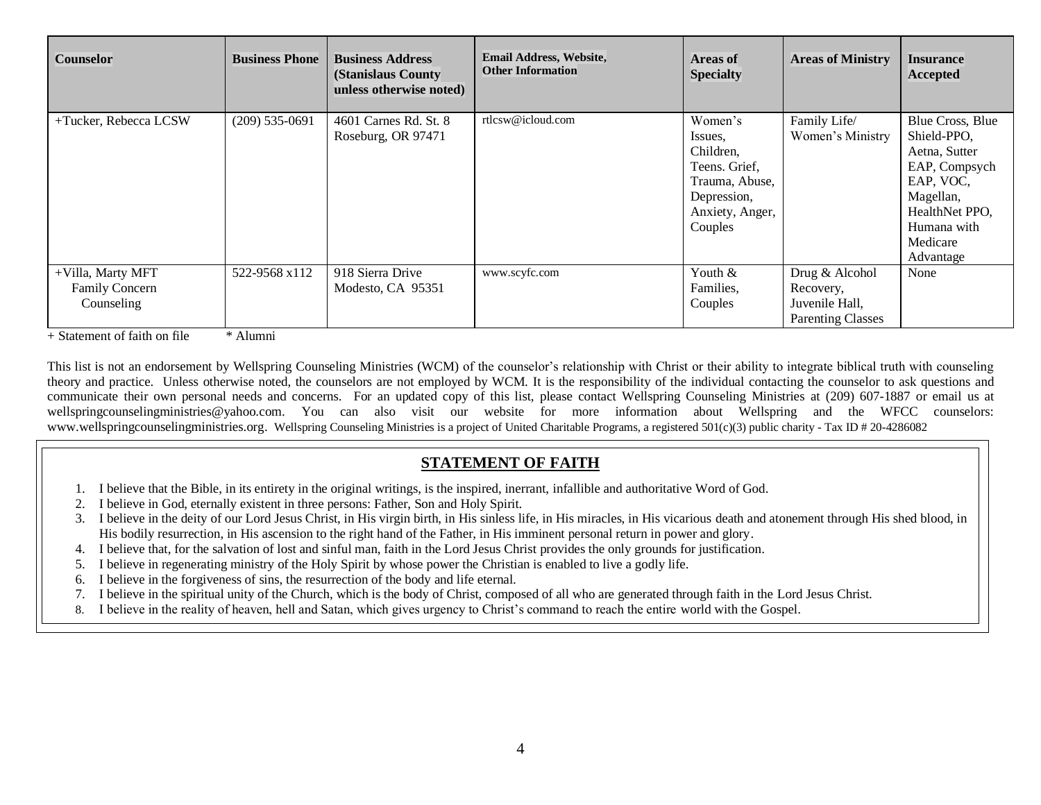| Counselor | Business Phone | Business Address (Stanislaus County unless otherwise noted) | Email Address, Website, Other Information | Areas of Specialty | Areas of Ministry | Insurance Accepted |
|---|---|---|---|---|---|---|
| +Tucker, Rebecca LCSW | (209) 535-0691 | 4601 Carnes Rd. St. 8 Roseburg, OR 97471 | rtlcsw@icloud.com | Women's Issues, Children, Teens. Grief, Trauma, Abuse, Depression, Anxiety, Anger, Couples | Family Life/ Women's Ministry | Blue Cross, Blue Shield-PPO, Aetna, Sutter EAP, Compsych EAP, VOC, Magellan, HealthNet PPO, Humana with Medicare Advantage |
| +Villa, Marty MFT Family Concern Counseling | 522-9568 x112 | 918 Sierra Drive Modesto, CA 95351 | www.scyfc.com | Youth & Families, Couples | Drug & Alcohol Recovery, Juvenile Hall, Parenting Classes | None |

+ Statement of faith on file  * Alumni

This list is not an endorsement by Wellspring Counseling Ministries (WCM) of the counselor's relationship with Christ or their ability to integrate biblical truth with counseling theory and practice. Unless otherwise noted, the counselors are not employed by WCM. It is the responsibility of the individual contacting the counselor to ask questions and communicate their own personal needs and concerns. For an updated copy of this list, please contact Wellspring Counseling Ministries at (209) 607-1887 or email us at wellspringcounselingministries@yahoo.com. You can also visit our website for more information about Wellspring and the WFCC counselors: www.wellspringcounselingministries.org. Wellspring Counseling Ministries is a project of United Charitable Programs, a registered 501(c)(3) public charity - Tax ID # 20-4286082

## STATEMENT OF FAITH

1. I believe that the Bible, in its entirety in the original writings, is the inspired, inerrant, infallible and authoritative Word of God.
2. I believe in God, eternally existent in three persons: Father, Son and Holy Spirit.
3. I believe in the deity of our Lord Jesus Christ, in His virgin birth, in His sinless life, in His miracles, in His vicarious death and atonement through His shed blood, in His bodily resurrection, in His ascension to the right hand of the Father, in His imminent personal return in power and glory.
4. I believe that, for the salvation of lost and sinful man, faith in the Lord Jesus Christ provides the only grounds for justification.
5. I believe in regenerating ministry of the Holy Spirit by whose power the Christian is enabled to live a godly life.
6. I believe in the forgiveness of sins, the resurrection of the body and life eternal.
7. I believe in the spiritual unity of the Church, which is the body of Christ, composed of all who are generated through faith in the Lord Jesus Christ.
8. I believe in the reality of heaven, hell and Satan, which gives urgency to Christ's command to reach the entire world with the Gospel.